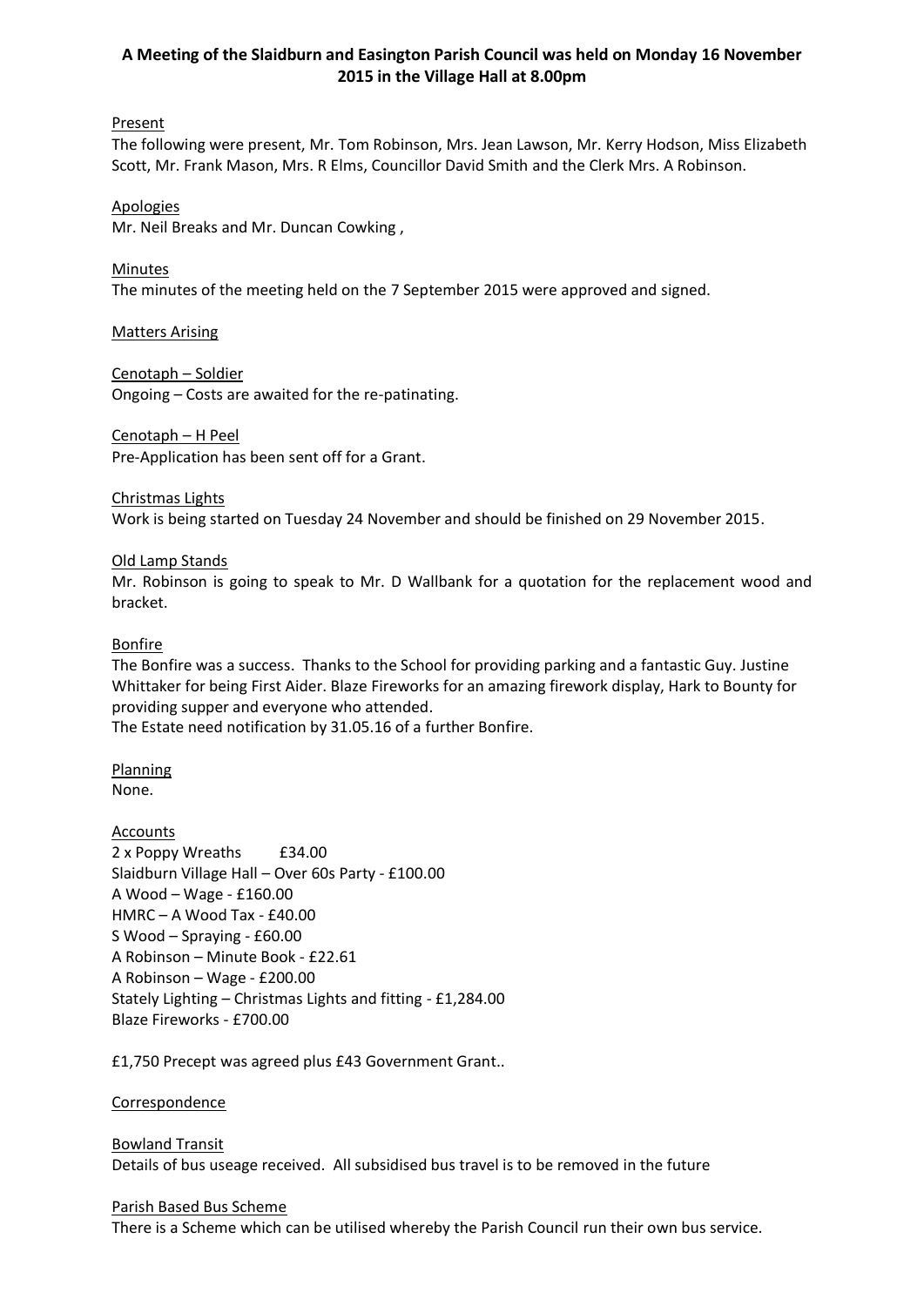**A Meeting of the Slaidburn and Easington Parish Council was held on Monday 16 November 2015 in the Village Hall at 8.00pm**

Present

The following were present, Mr. Tom Robinson, Mrs. Jean Lawson, Mr. Kerry Hodson, Miss Elizabeth Scott, Mr. Frank Mason, Mrs. R Elms, Councillor David Smith and the Clerk Mrs. A Robinson.

Apologies

Mr. Neil Breaks and Mr. Duncan Cowking ,

Minutes

The minutes of the meeting held on the 7 September 2015 were approved and signed.

Matters Arising

Cenotaph – Soldier

Ongoing – Costs are awaited for the re-patinating.

Cenotaph – H Peel

Pre-Application has been sent off for a Grant.

Christmas Lights

Work is being started on Tuesday 24 November and should be finished on 29 November 2015.

Old Lamp Stands

Mr. Robinson is going to speak to Mr. D Wallbank for a quotation for the replacement wood and bracket.

Bonfire

The Bonfire was a success. Thanks to the School for providing parking and a fantastic Guy. Justine Whittaker for being First Aider. Blaze Fireworks for an amazing firework display, Hark to Bounty for providing supper and everyone who attended.

The Estate need notification by 31.05.16 of a further Bonfire.

Planning

None.

Accounts

2 x Poppy Wreaths £34.00

Slaidburn Village Hall – Over 60s Party - £100.00

A Wood – Wage - £160.00

HMRC – A Wood Tax - £40.00

S Wood – Spraying - £60.00

A Robinson – Minute Book - £22.61

A Robinson – Wage - £200.00

Stately Lighting – Christmas Lights and fitting - £1,284.00

Blaze Fireworks - £700.00

£1,750 Precept was agreed plus £43 Government Grant..

Correspondence

Bowland Transit

Details of bus useage received. All subsidised bus travel is to be removed in the future

Parish Based Bus Scheme

There is a Scheme which can be utilised whereby the Parish Council run their own bus service.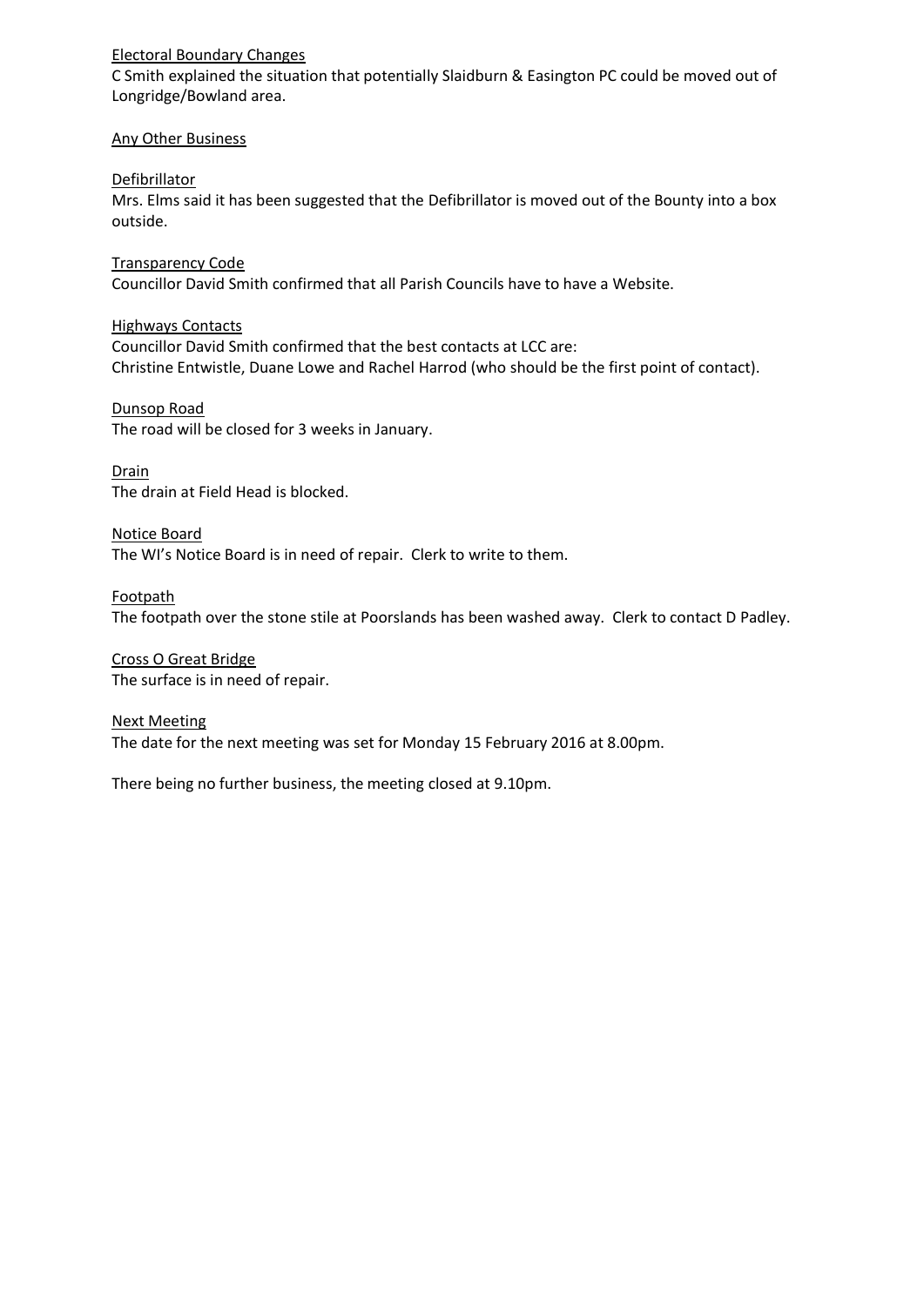Electoral Boundary Changes

C Smith explained the situation that potentially Slaidburn & Easington PC could be moved out of Longridge/Bowland area.

Any Other Business

Defibrillator

Mrs. Elms said it has been suggested that the Defibrillator is moved out of the Bounty into a box outside.

Transparency Code

Councillor David Smith confirmed that all Parish Councils have to have a Website.

Highways Contacts

Councillor David Smith confirmed that the best contacts at LCC are:
Christine Entwistle, Duane Lowe and Rachel Harrod (who should be the first point of contact).

Dunsop Road

The road will be closed for 3 weeks in January.

Drain

The drain at Field Head is blocked.

Notice Board

The WI's Notice Board is in need of repair. Clerk to write to them.

Footpath

The footpath over the stone stile at Poorslands has been washed away. Clerk to contact D Padley.

Cross O Great Bridge

The surface is in need of repair.

Next Meeting

The date for the next meeting was set for Monday 15 February 2016 at 8.00pm.

There being no further business, the meeting closed at 9.10pm.